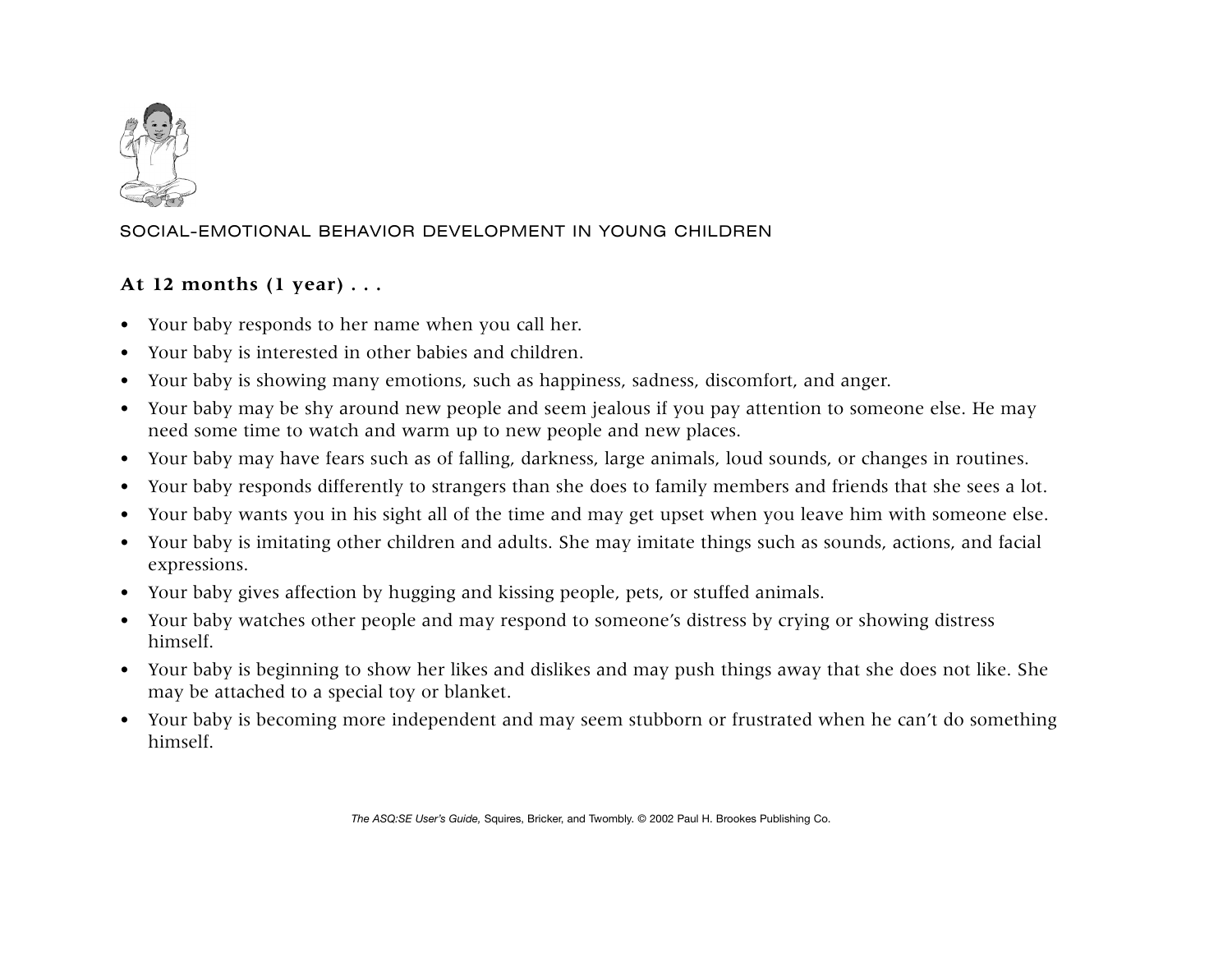SOCIAL-EMOTIONAL BEHAVIOR DEVELOPMENT IN YOUNG CHILDREN

## At 12 months (1 year) . . .

- Your baby responds to her name when you call her.
- Your baby is interested in other babies and children.
- Your baby is showing many emotions, such as happiness, sadness, discomfort, and anger.
- Your baby may be shy around new people and seem jealous if you pay attention to someone else. He may need some time to watch and warm up to new people and new places.
- Your baby may have fears such as of falling, darkness, large animals, loud sounds, or changes in routines.
- Your baby responds differently to strangers than she does to family members and friends that she sees a lot.
- Your baby wants you in his sight all of the time and may get upset when you leave him with someone else.
- Your baby is imitating other children and adults. She may imitate things such as sounds, actions, and facial expressions.
- Your baby gives affection by hugging and kissing people, pets, or stuffed animals.
- Your baby watches other people and may respond to someone's distress by crying or showing distress himself.
- Your baby is beginning to show her likes and dislikes and may push things away that she does not like. She may be attached to a special toy or blanket.
- Your baby is becoming more independent and may seem stubborn or frustrated when he can't do something himself.

*The ASQ:SE User's Guide,* Squires, Bricker, and Twombly. © 2002 Paul H. Brookes Publishing Co.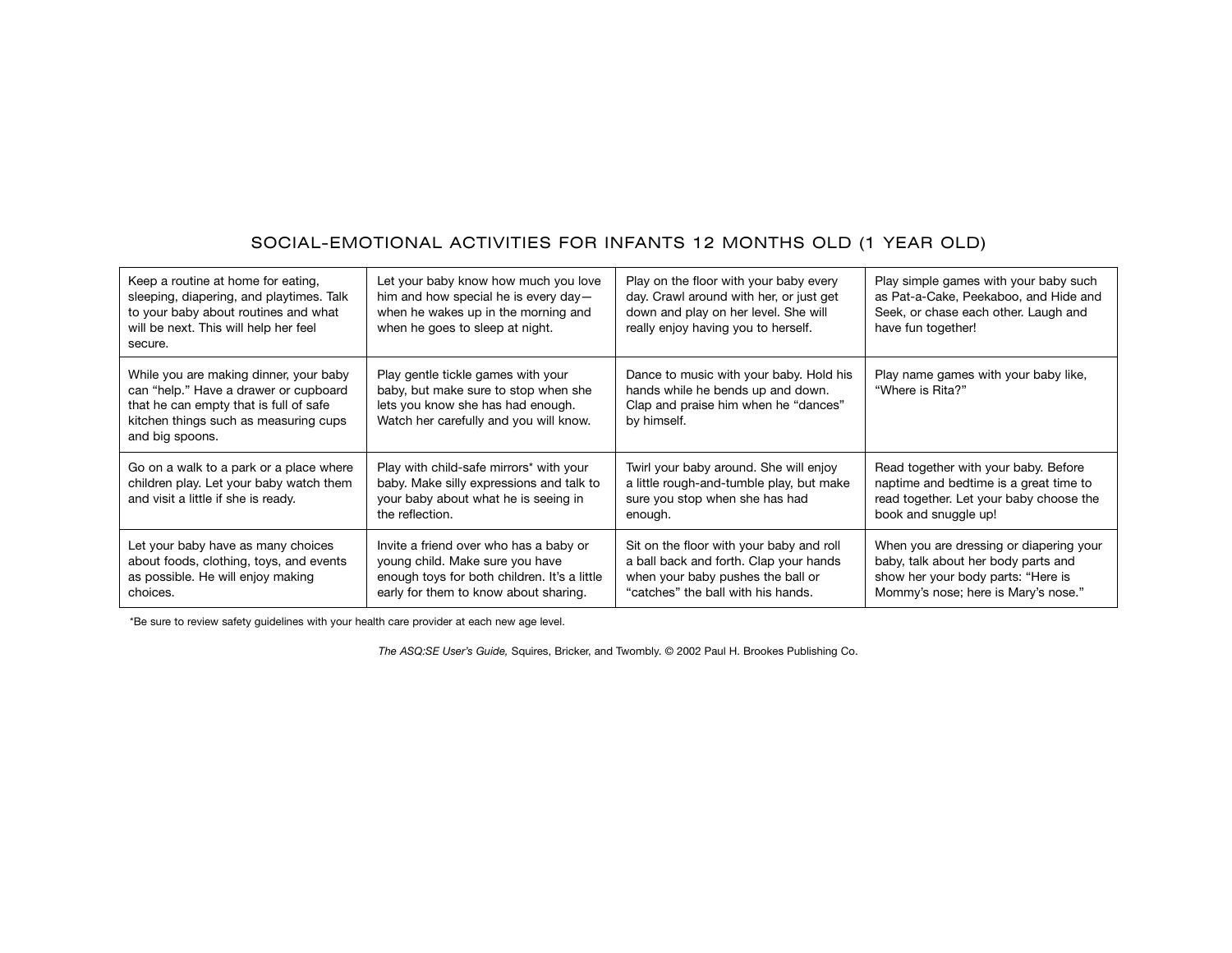# SOCIAL-EMOTIONAL ACTIVITIES FOR INFANTS 12 MONTHS OLD (1 YEAR OLD)

| | | | |
|---|---|---|---|
| Keep a routine at home for eating, sleeping, diapering, and playtimes. Talk to your baby about routines and what will be next. This will help her feel secure. | Let your baby know how much you love him and how special he is every day—when he wakes up in the morning and when he goes to sleep at night. | Play on the floor with your baby every day. Crawl around with her, or just get down and play on her level. She will really enjoy having you to herself. | Play simple games with your baby such as Pat-a-Cake, Peekaboo, and Hide and Seek, or chase each other. Laugh and have fun together! |
| While you are making dinner, your baby can "help." Have a drawer or cupboard that he can empty that is full of safe kitchen things such as measuring cups and big spoons. | Play gentle tickle games with your baby, but make sure to stop when she lets you know she has had enough. Watch her carefully and you will know. | Dance to music with your baby. Hold his hands while he bends up and down. Clap and praise him when he "dances" by himself. | Play name games with your baby like, "Where is Rita?" |
| Go on a walk to a park or a place where children play. Let your baby watch them and visit a little if she is ready. | Play with child-safe mirrors* with your baby. Make silly expressions and talk to your baby about what he is seeing in the reflection. | Twirl your baby around. She will enjoy a little rough-and-tumble play, but make sure you stop when she has had enough. | Read together with your baby. Before naptime and bedtime is a great time to read together. Let your baby choose the book and snuggle up! |
| Let your baby have as many choices about foods, clothing, toys, and events as possible. He will enjoy making choices. | Invite a friend over who has a baby or young child. Make sure you have enough toys for both children. It's a little early for them to know about sharing. | Sit on the floor with your baby and roll a ball back and forth. Clap your hands when your baby pushes the ball or "catches" the ball with his hands. | When you are dressing or diapering your baby, talk about her body parts and show her your body parts: "Here is Mommy's nose; here is Mary's nose." |

*Be sure to review safety guidelines with your health care provider at each new age level.

*The ASQ:SE User's Guide,* Squires, Bricker, and Twombly. © 2002 Paul H. Brookes Publishing Co.